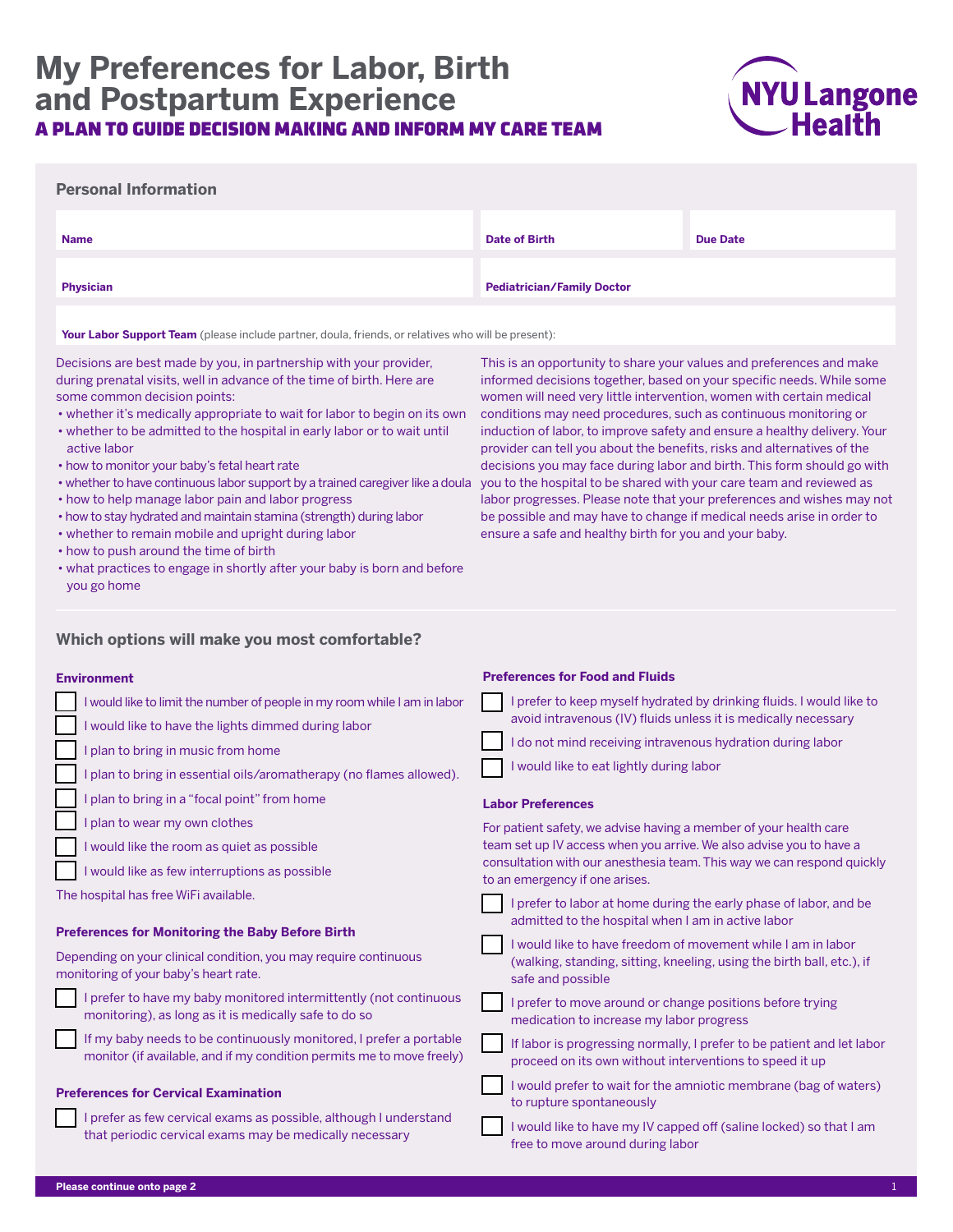# My Preferences for Labor, Birth and Postpartum Experience

## A PLAN TO GUIDE DECISION MAKING AND INFORM MY CARE TEAM

NYU Langone Health

### Personal Information

| Name | Date of Birth | Due Date |
|---|---|---|
| | | |

| Physician | Pediatrician/Family Doctor |
|---|---|
| | |

**Your Labor Support Team** (please include partner, doula, friends, or relatives who will be present):

Decisions are best made by you, in partnership with your provider, during prenatal visits, well in advance of the time of birth. Here are some common decision points:

- whether it's medically appropriate to wait for labor to begin on its own
- whether to be admitted to the hospital in early labor or to wait until active labor
- how to monitor your baby's fetal heart rate
- whether to have continuous labor support by a trained caregiver like a doula
- how to help manage labor pain and labor progress
- how to stay hydrated and maintain stamina (strength) during labor
- whether to remain mobile and upright during labor
- how to push around the time of birth
- what practices to engage in shortly after your baby is born and before you go home

This is an opportunity to share your values and preferences and make informed decisions together, based on your specific needs. While some women will need very little intervention, women with certain medical conditions may need procedures, such as continuous monitoring or induction of labor, to improve safety and ensure a healthy delivery. Your provider can tell you about the benefits, risks and alternatives of the decisions you may face during labor and birth. This form should go with you to the hospital to be shared with your care team and reviewed as labor progresses. Please note that your preferences and wishes may not be possible and may have to change if medical needs arise in order to ensure a safe and healthy birth for you and your baby.

### Which options will make you most comfortable?

#### Environment

- [ ] I would like to limit the number of people in my room while I am in labor
- [ ] I would like to have the lights dimmed during labor
- [ ] I plan to bring in music from home
- [ ] I plan to bring in essential oils/aromatherapy (no flames allowed).
- [ ] I plan to bring in a "focal point" from home
- [ ] I plan to wear my own clothes
- [ ] I would like the room as quiet as possible
- [ ] I would like as few interruptions as possible

The hospital has free WiFi available.

#### Preferences for Monitoring the Baby Before Birth

Depending on your clinical condition, you may require continuous monitoring of your baby's heart rate.

- [ ] I prefer to have my baby monitored intermittently (not continuous monitoring), as long as it is medically safe to do so
- [ ] If my baby needs to be continuously monitored, I prefer a portable monitor (if available, and if my condition permits me to move freely)

#### Preferences for Cervical Examination

- [ ] I prefer as few cervical exams as possible, although I understand that periodic cervical exams may be medically necessary

#### Preferences for Food and Fluids

- [ ] I prefer to keep myself hydrated by drinking fluids. I would like to avoid intravenous (IV) fluids unless it is medically necessary
- [ ] I do not mind receiving intravenous hydration during labor
- [ ] I would like to eat lightly during labor

#### Labor Preferences

For patient safety, we advise having a member of your health care team set up IV access when you arrive. We also advise you to have a consultation with our anesthesia team. This way we can respond quickly to an emergency if one arises.

- [ ] I prefer to labor at home during the early phase of labor, and be admitted to the hospital when I am in active labor
- [ ] I would like to have freedom of movement while I am in labor (walking, standing, sitting, kneeling, using the birth ball, etc.), if safe and possible
- [ ] I prefer to move around or change positions before trying medication to increase my labor progress
- [ ] If labor is progressing normally, I prefer to be patient and let labor proceed on its own without interventions to speed it up
- [ ] I would prefer to wait for the amniotic membrane (bag of waters) to rupture spontaneously
- [ ] I would like to have my IV capped off (saline locked) so that I am free to move around during labor

Please continue onto page 2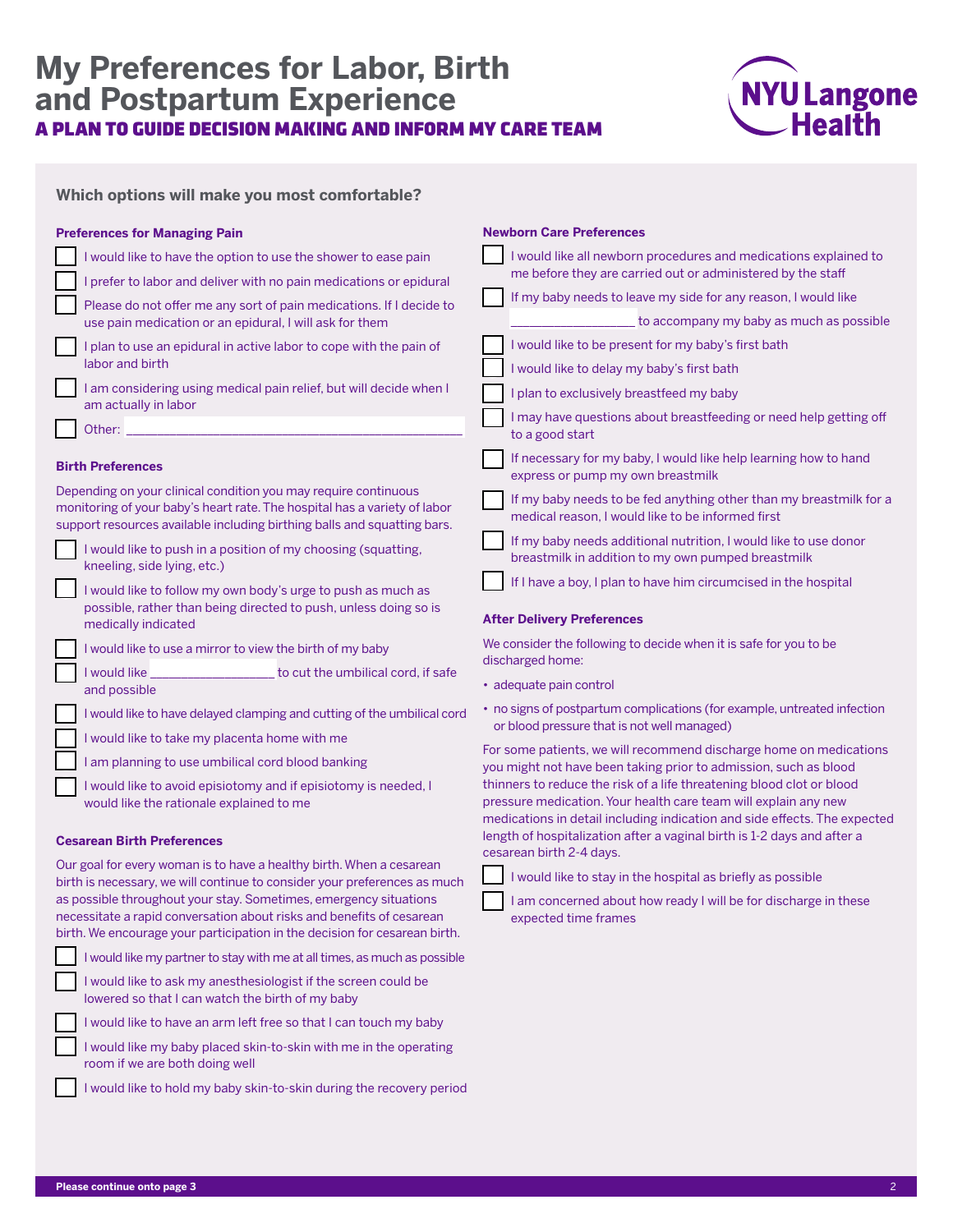# My Preferences for Labor, Birth and Postpartum Experience

## A PLAN TO GUIDE DECISION MAKING AND INFORM MY CARE TEAM

### Which options will make you most comfortable?

#### Preferences for Managing Pain

- [ ] I would like to have the option to use the shower to ease pain
- [ ] I prefer to labor and deliver with no pain medications or epidural
- [ ] Please do not offer me any sort of pain medications. If I decide to use pain medication or an epidural, I will ask for them
- [ ] I plan to use an epidural in active labor to cope with the pain of labor and birth
- [ ] I am considering using medical pain relief, but will decide when I am actually in labor
- [ ] Other: ______________________________________________

#### Birth Preferences

Depending on your clinical condition you may require continuous monitoring of your baby's heart rate. The hospital has a variety of labor support resources available including birthing balls and squatting bars.

- [ ] I would like to push in a position of my choosing (squatting, kneeling, side lying, etc.)
- [ ] I would like to follow my own body's urge to push as much as possible, rather than being directed to push, unless doing so is medically indicated
- [ ] I would like to use a mirror to view the birth of my baby
- [ ] I would like _________________ to cut the umbilical cord, if safe and possible
- [ ] I would like to have delayed clamping and cutting of the umbilical cord
- [ ] I would like to take my placenta home with me
- [ ] I am planning to use umbilical cord blood banking
- [ ] I would like to avoid episiotomy and if episiotomy is needed, I would like the rationale explained to me

#### Cesarean Birth Preferences

Our goal for every woman is to have a healthy birth. When a cesarean birth is necessary, we will continue to consider your preferences as much as possible throughout your stay. Sometimes, emergency situations necessitate a rapid conversation about risks and benefits of cesarean birth. We encourage your participation in the decision for cesarean birth.

- [ ] I would like my partner to stay with me at all times, as much as possible
- [ ] I would like to ask my anesthesiologist if the screen could be lowered so that I can watch the birth of my baby
- [ ] I would like to have an arm left free so that I can touch my baby
- [ ] I would like my baby placed skin-to-skin with me in the operating room if we are both doing well
- [ ] I would like to hold my baby skin-to-skin during the recovery period

#### Newborn Care Preferences

- [ ] I would like all newborn procedures and medications explained to me before they are carried out or administered by the staff
- [ ] If my baby needs to leave my side for any reason, I would like _________________ to accompany my baby as much as possible
- [ ] I would like to be present for my baby's first bath
- [ ] I would like to delay my baby's first bath
- [ ] I plan to exclusively breastfeed my baby
- [ ] I may have questions about breastfeeding or need help getting off to a good start
- [ ] If necessary for my baby, I would like help learning how to hand express or pump my own breastmilk
- [ ] If my baby needs to be fed anything other than my breastmilk for a medical reason, I would like to be informed first
- [ ] If my baby needs additional nutrition, I would like to use donor breastmilk in addition to my own pumped breastmilk
- [ ] If I have a boy, I plan to have him circumcised in the hospital

#### After Delivery Preferences

We consider the following to decide when it is safe for you to be discharged home:

- adequate pain control
- no signs of postpartum complications (for example, untreated infection or blood pressure that is not well managed)

For some patients, we will recommend discharge home on medications you might not have been taking prior to admission, such as blood thinners to reduce the risk of a life threatening blood clot or blood pressure medication. Your health care team will explain any new medications in detail including indication and side effects. The expected length of hospitalization after a vaginal birth is 1-2 days and after a cesarean birth 2-4 days.

- [ ] I would like to stay in the hospital as briefly as possible
- [ ] I am concerned about how ready I will be for discharge in these expected time frames

**Please continue onto page 3**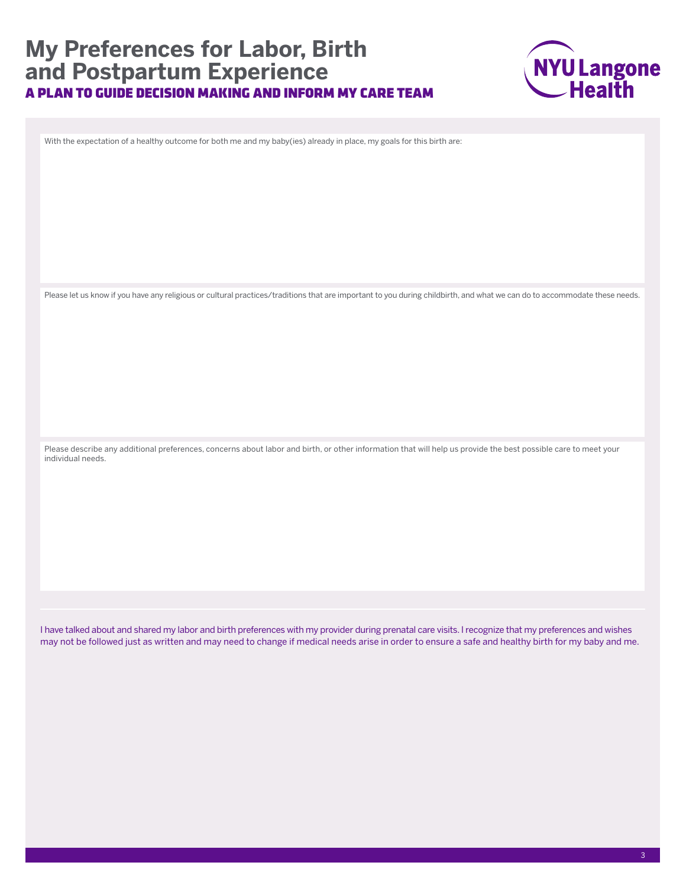# My Preferences for Labor, Birth and Postpartum Experience

## A PLAN TO GUIDE DECISION MAKING AND INFORM MY CARE TEAM

With the expectation of a healthy outcome for both me and my baby(ies) already in place, my goals for this birth are:

Please let us know if you have any religious or cultural practices/traditions that are important to you during childbirth, and what we can do to accommodate these needs.

Please describe any additional preferences, concerns about labor and birth, or other information that will help us provide the best possible care to meet your individual needs.

I have talked about and shared my labor and birth preferences with my provider during prenatal care visits. I recognize that my preferences and wishes may not be followed just as written and may need to change if medical needs arise in order to ensure a safe and healthy birth for my baby and me.